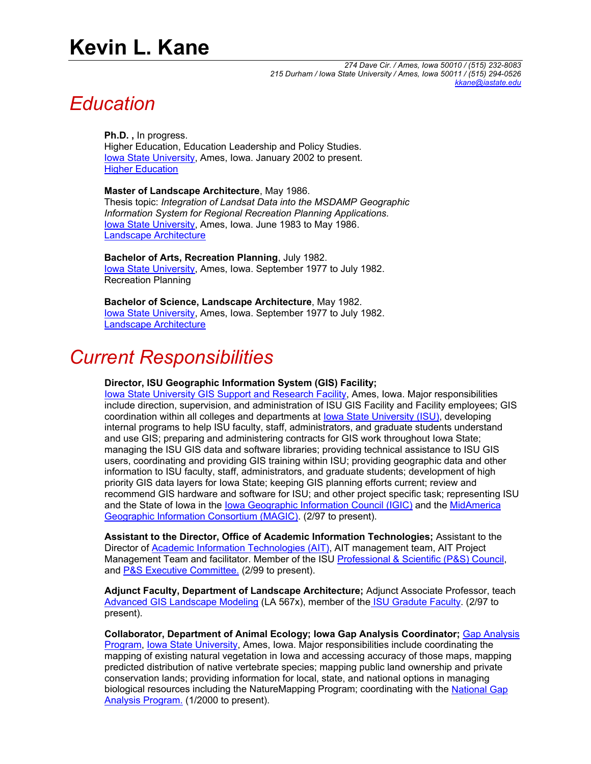# Kevin L. Kane

*274 Dave Cir. / Ames, Iowa 50010 / (515) 232-8083*
*215 Durham / Iowa State University / Ames, Iowa 50011 / (515) 294-0526*
*kkane@iastate.edu*

## *Education*

**Ph.D. ,** In progress.
Higher Education, Education Leadership and Policy Studies.
Iowa State University, Ames, Iowa. January 2002 to present.
Higher Education

**Master of Landscape Architecture**, May 1986.
Thesis topic: *Integration of Landsat Data into the MSDAMP Geographic Information System for Regional Recreation Planning Applications.*
Iowa State University, Ames, Iowa. June 1983 to May 1986.
Landscape Architecture

**Bachelor of Arts, Recreation Planning**, July 1982.
Iowa State University, Ames, Iowa. September 1977 to July 1982.
Recreation Planning

**Bachelor of Science, Landscape Architecture**, May 1982.
Iowa State University, Ames, Iowa. September 1977 to July 1982.
Landscape Architecture

## *Current Responsibilities*

**Director, ISU Geographic Information System (GIS) Facility;**
Iowa State University GIS Support and Research Facility, Ames, Iowa. Major responsibilities include direction, supervision, and administration of ISU GIS Facility and Facility employees; GIS coordination within all colleges and departments at Iowa State University (ISU), developing internal programs to help ISU faculty, staff, administrators, and graduate students understand and use GIS; preparing and administering contracts for GIS work throughout Iowa State; managing the ISU GIS data and software libraries; providing technical assistance to ISU GIS users, coordinating and providing GIS training within ISU; providing geographic data and other information to ISU faculty, staff, administrators, and graduate students; development of high priority GIS data layers for Iowa State; keeping GIS planning efforts current; review and recommend GIS hardware and software for ISU; and other project specific task; representing ISU and the State of Iowa in the Iowa Geographic Information Council (IGIC) and the MidAmerica Geographic Information Consortium (MAGIC). (2/97 to present).

**Assistant to the Director, Office of Academic Information Technologies;** Assistant to the Director of Academic Information Technologies (AIT), AIT management team, AIT Project Management Team and facilitator. Member of the ISU Professional & Scientific (P&S) Council, and P&S Executive Committee. (2/99 to present).

**Adjunct Faculty, Department of Landscape Architecture;** Adjunct Associate Professor, teach Advanced GIS Landscape Modeling (LA 567x), member of the ISU Gradute Faculty. (2/97 to present).

**Collaborator, Department of Animal Ecology; Iowa Gap Analysis Coordinator;** Gap Analysis Program, Iowa State University, Ames, Iowa. Major responsibilities include coordinating the mapping of existing natural vegetation in Iowa and accessing accuracy of those maps, mapping predicted distribution of native vertebrate species; mapping public land ownership and private conservation lands; providing information for local, state, and national options in managing biological resources including the NatureMapping Program; coordinating with the National Gap Analysis Program. (1/2000 to present).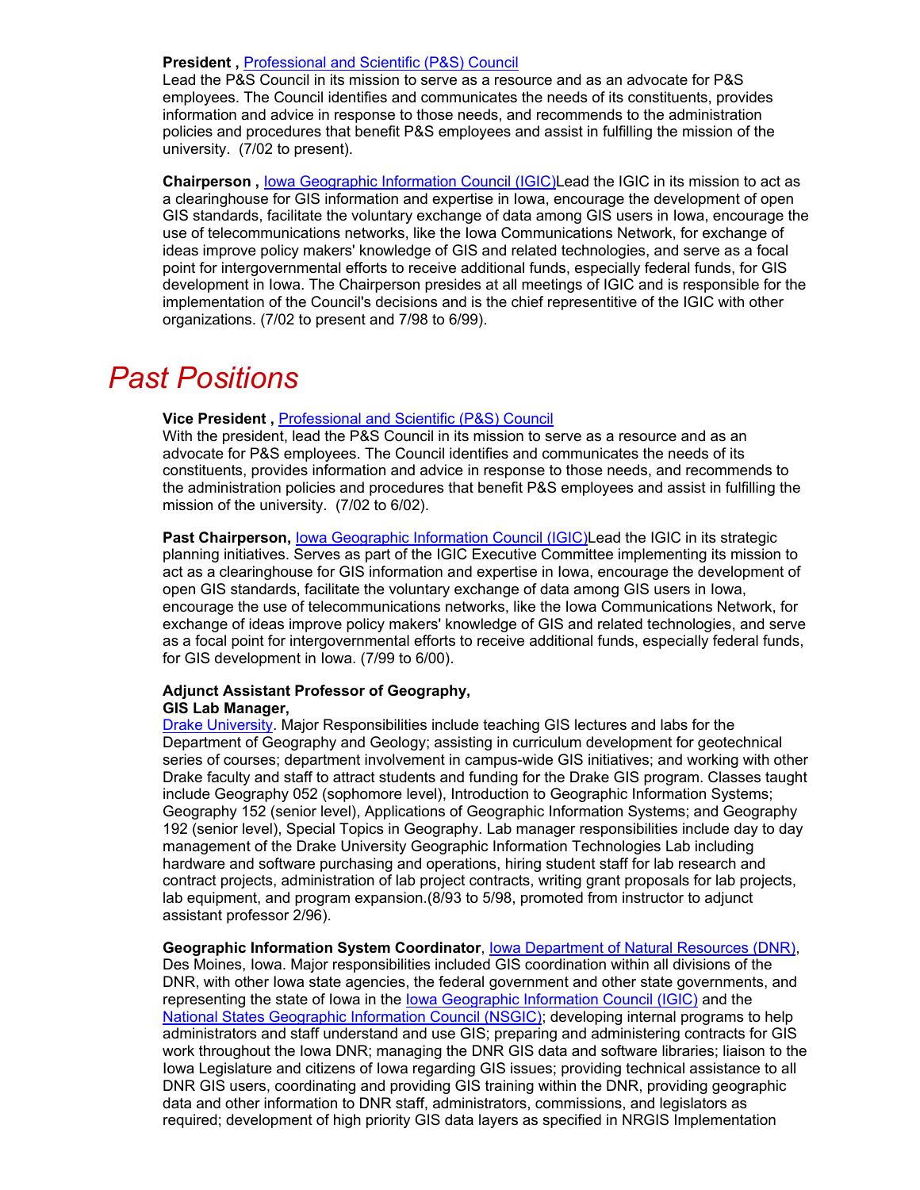**President ,** Professional and Scientific (P&S) Council
Lead the P&S Council in its mission to serve as a resource and as an advocate for P&S employees. The Council identifies and communicates the needs of its constituents, provides information and advice in response to those needs, and recommends to the administration policies and procedures that benefit P&S employees and assist in fulfilling the mission of the university. (7/02 to present).

**Chairperson ,** Iowa Geographic Information Council (IGIC)Lead the IGIC in its mission to act as a clearinghouse for GIS information and expertise in Iowa, encourage the development of open GIS standards, facilitate the voluntary exchange of data among GIS users in Iowa, encourage the use of telecommunications networks, like the Iowa Communications Network, for exchange of ideas improve policy makers' knowledge of GIS and related technologies, and serve as a focal point for intergovernmental efforts to receive additional funds, especially federal funds, for GIS development in Iowa. The Chairperson presides at all meetings of IGIC and is responsible for the implementation of the Council's decisions and is the chief representitive of the IGIC with other organizations. (7/02 to present and 7/98 to 6/99).

# *Past Positions*

**Vice President ,** Professional and Scientific (P&S) Council
With the president, lead the P&S Council in its mission to serve as a resource and as an advocate for P&S employees. The Council identifies and communicates the needs of its constituents, provides information and advice in response to those needs, and recommends to the administration policies and procedures that benefit P&S employees and assist in fulfilling the mission of the university. (7/02 to 6/02).

**Past Chairperson,** Iowa Geographic Information Council (IGIC)Lead the IGIC in its strategic planning initiatives. Serves as part of the IGIC Executive Committee implementing its mission to act as a clearinghouse for GIS information and expertise in Iowa, encourage the development of open GIS standards, facilitate the voluntary exchange of data among GIS users in Iowa, encourage the use of telecommunications networks, like the Iowa Communications Network, for exchange of ideas improve policy makers' knowledge of GIS and related technologies, and serve as a focal point for intergovernmental efforts to receive additional funds, especially federal funds, for GIS development in Iowa. (7/99 to 6/00).

**Adjunct Assistant Professor of Geography,**
**GIS Lab Manager,**
Drake University. Major Responsibilities include teaching GIS lectures and labs for the Department of Geography and Geology; assisting in curriculum development for geotechnical series of courses; department involvement in campus-wide GIS initiatives; and working with other Drake faculty and staff to attract students and funding for the Drake GIS program. Classes taught include Geography 052 (sophomore level), Introduction to Geographic Information Systems; Geography 152 (senior level), Applications of Geographic Information Systems; and Geography 192 (senior level), Special Topics in Geography. Lab manager responsibilities include day to day management of the Drake University Geographic Information Technologies Lab including hardware and software purchasing and operations, hiring student staff for lab research and contract projects, administration of lab project contracts, writing grant proposals for lab projects, lab equipment, and program expansion.(8/93 to 5/98, promoted from instructor to adjunct assistant professor 2/96).

**Geographic Information System Coordinator**, Iowa Department of Natural Resources (DNR), Des Moines, Iowa. Major responsibilities included GIS coordination within all divisions of the DNR, with other Iowa state agencies, the federal government and other state governments, and representing the state of Iowa in the Iowa Geographic Information Council (IGIC) and the National States Geographic Information Council (NSGIC); developing internal programs to help administrators and staff understand and use GIS; preparing and administering contracts for GIS work throughout the Iowa DNR; managing the DNR GIS data and software libraries; liaison to the Iowa Legislature and citizens of Iowa regarding GIS issues; providing technical assistance to all DNR GIS users, coordinating and providing GIS training within the DNR, providing geographic data and other information to DNR staff, administrators, commissions, and legislators as required; development of high priority GIS data layers as specified in NRGIS Implementation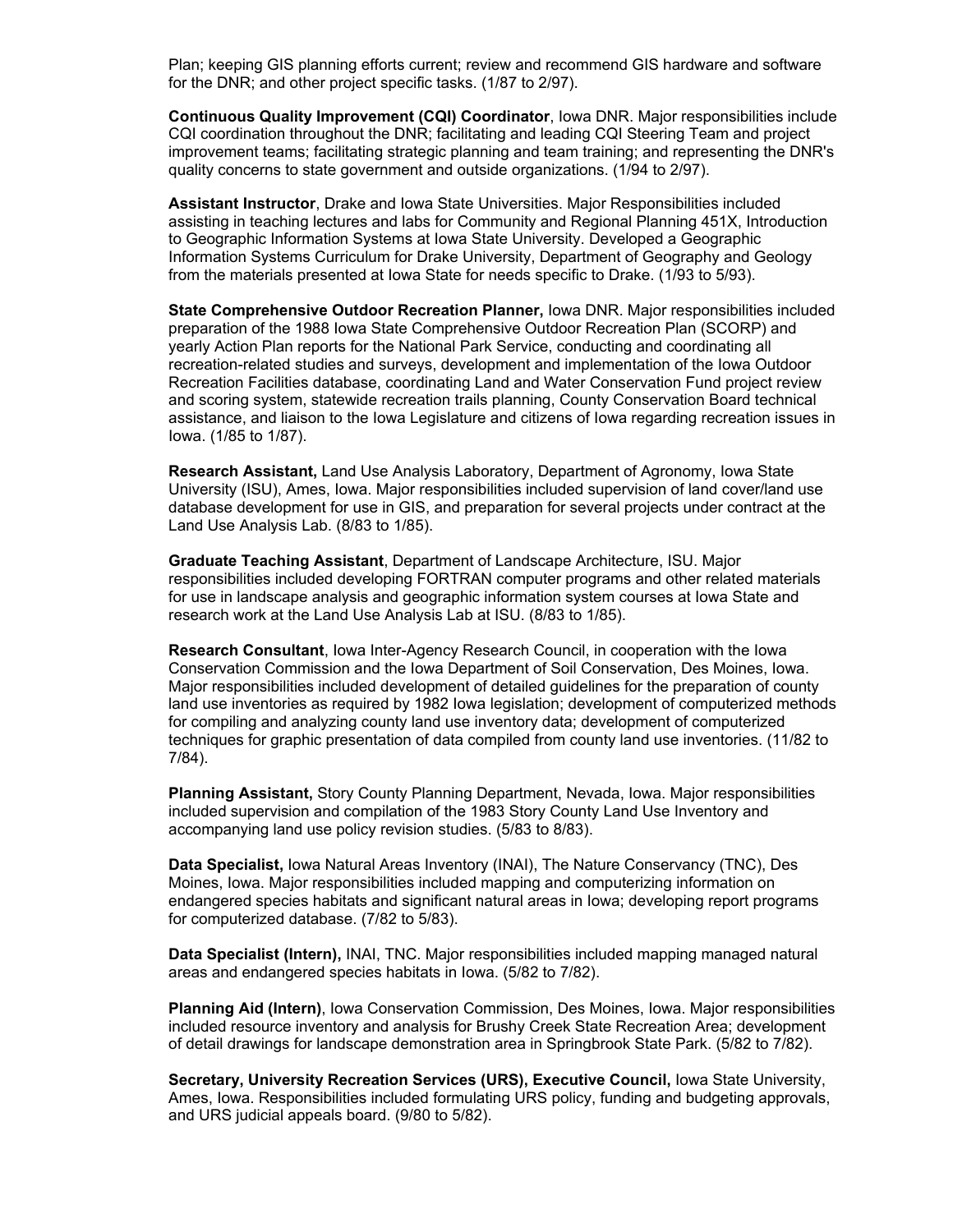Plan; keeping GIS planning efforts current; review and recommend GIS hardware and software for the DNR; and other project specific tasks. (1/87 to 2/97).

**Continuous Quality Improvement (CQI) Coordinator**, Iowa DNR. Major responsibilities include CQI coordination throughout the DNR; facilitating and leading CQI Steering Team and project improvement teams; facilitating strategic planning and team training; and representing the DNR's quality concerns to state government and outside organizations. (1/94 to 2/97).

**Assistant Instructor**, Drake and Iowa State Universities. Major Responsibilities included assisting in teaching lectures and labs for Community and Regional Planning 451X, Introduction to Geographic Information Systems at Iowa State University. Developed a Geographic Information Systems Curriculum for Drake University, Department of Geography and Geology from the materials presented at Iowa State for needs specific to Drake. (1/93 to 5/93).

**State Comprehensive Outdoor Recreation Planner,** Iowa DNR. Major responsibilities included preparation of the 1988 Iowa State Comprehensive Outdoor Recreation Plan (SCORP) and yearly Action Plan reports for the National Park Service, conducting and coordinating all recreation-related studies and surveys, development and implementation of the Iowa Outdoor Recreation Facilities database, coordinating Land and Water Conservation Fund project review and scoring system, statewide recreation trails planning, County Conservation Board technical assistance, and liaison to the Iowa Legislature and citizens of Iowa regarding recreation issues in Iowa. (1/85 to 1/87).

**Research Assistant,** Land Use Analysis Laboratory, Department of Agronomy, Iowa State University (ISU), Ames, Iowa. Major responsibilities included supervision of land cover/land use database development for use in GIS, and preparation for several projects under contract at the Land Use Analysis Lab. (8/83 to 1/85).

**Graduate Teaching Assistant**, Department of Landscape Architecture, ISU. Major responsibilities included developing FORTRAN computer programs and other related materials for use in landscape analysis and geographic information system courses at Iowa State and research work at the Land Use Analysis Lab at ISU. (8/83 to 1/85).

**Research Consultant**, Iowa Inter-Agency Research Council, in cooperation with the Iowa Conservation Commission and the Iowa Department of Soil Conservation, Des Moines, Iowa. Major responsibilities included development of detailed guidelines for the preparation of county land use inventories as required by 1982 Iowa legislation; development of computerized methods for compiling and analyzing county land use inventory data; development of computerized techniques for graphic presentation of data compiled from county land use inventories. (11/82 to 7/84).

**Planning Assistant,** Story County Planning Department, Nevada, Iowa. Major responsibilities included supervision and compilation of the 1983 Story County Land Use Inventory and accompanying land use policy revision studies. (5/83 to 8/83).

**Data Specialist,** Iowa Natural Areas Inventory (INAI), The Nature Conservancy (TNC), Des Moines, Iowa. Major responsibilities included mapping and computerizing information on endangered species habitats and significant natural areas in Iowa; developing report programs for computerized database. (7/82 to 5/83).

**Data Specialist (Intern),** INAI, TNC. Major responsibilities included mapping managed natural areas and endangered species habitats in Iowa. (5/82 to 7/82).

**Planning Aid (Intern)**, Iowa Conservation Commission, Des Moines, Iowa. Major responsibilities included resource inventory and analysis for Brushy Creek State Recreation Area; development of detail drawings for landscape demonstration area in Springbrook State Park. (5/82 to 7/82).

**Secretary, University Recreation Services (URS), Executive Council,** Iowa State University, Ames, Iowa. Responsibilities included formulating URS policy, funding and budgeting approvals, and URS judicial appeals board. (9/80 to 5/82).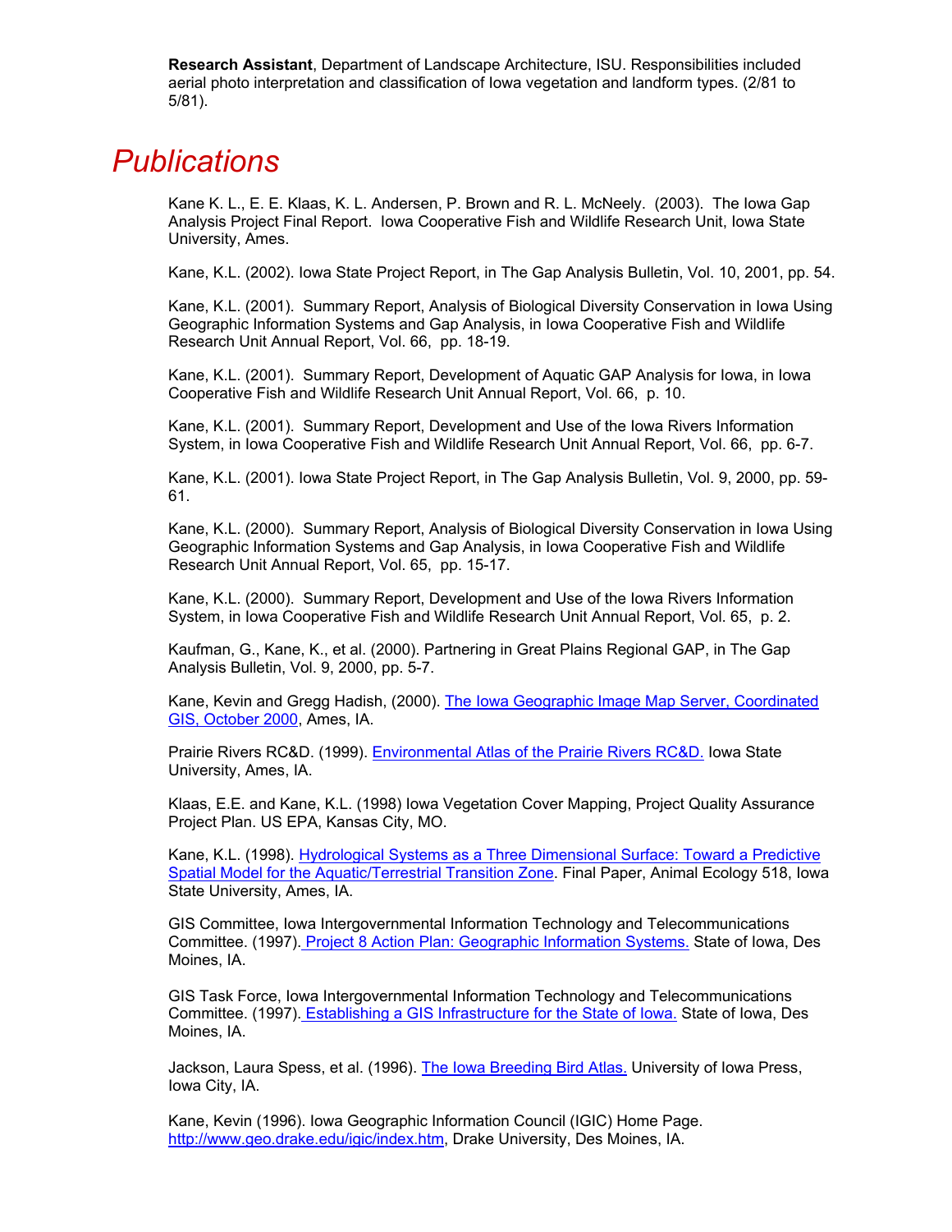**Research Assistant**, Department of Landscape Architecture, ISU. Responsibilities included aerial photo interpretation and classification of Iowa vegetation and landform types. (2/81 to 5/81).

# *Publications*

Kane K. L., E. E. Klaas, K. L. Andersen, P. Brown and R. L. McNeely. (2003). The Iowa Gap Analysis Project Final Report. Iowa Cooperative Fish and Wildlife Research Unit, Iowa State University, Ames.

Kane, K.L. (2002). Iowa State Project Report, in The Gap Analysis Bulletin, Vol. 10, 2001, pp. 54.

Kane, K.L. (2001). Summary Report, Analysis of Biological Diversity Conservation in Iowa Using Geographic Information Systems and Gap Analysis, in Iowa Cooperative Fish and Wildlife Research Unit Annual Report, Vol. 66, pp. 18-19.

Kane, K.L. (2001). Summary Report, Development of Aquatic GAP Analysis for Iowa, in Iowa Cooperative Fish and Wildlife Research Unit Annual Report, Vol. 66, p. 10.

Kane, K.L. (2001). Summary Report, Development and Use of the Iowa Rivers Information System, in Iowa Cooperative Fish and Wildlife Research Unit Annual Report, Vol. 66, pp. 6-7.

Kane, K.L. (2001). Iowa State Project Report, in The Gap Analysis Bulletin, Vol. 9, 2000, pp. 59-61.

Kane, K.L. (2000). Summary Report, Analysis of Biological Diversity Conservation in Iowa Using Geographic Information Systems and Gap Analysis, in Iowa Cooperative Fish and Wildlife Research Unit Annual Report, Vol. 65, pp. 15-17.

Kane, K.L. (2000). Summary Report, Development and Use of the Iowa Rivers Information System, in Iowa Cooperative Fish and Wildlife Research Unit Annual Report, Vol. 65, p. 2.

Kaufman, G., Kane, K., et al. (2000). Partnering in Great Plains Regional GAP, in The Gap Analysis Bulletin, Vol. 9, 2000, pp. 5-7.

Kane, Kevin and Gregg Hadish, (2000). The Iowa Geographic Image Map Server, Coordinated GIS, October 2000, Ames, IA.

Prairie Rivers RC&D. (1999). Environmental Atlas of the Prairie Rivers RC&D. Iowa State University, Ames, IA.

Klaas, E.E. and Kane, K.L. (1998) Iowa Vegetation Cover Mapping, Project Quality Assurance Project Plan. US EPA, Kansas City, MO.

Kane, K.L. (1998). Hydrological Systems as a Three Dimensional Surface: Toward a Predictive Spatial Model for the Aquatic/Terrestrial Transition Zone. Final Paper, Animal Ecology 518, Iowa State University, Ames, IA.

GIS Committee, Iowa Intergovernmental Information Technology and Telecommunications Committee. (1997). Project 8 Action Plan: Geographic Information Systems. State of Iowa, Des Moines, IA.

GIS Task Force, Iowa Intergovernmental Information Technology and Telecommunications Committee. (1997). Establishing a GIS Infrastructure for the State of Iowa. State of Iowa, Des Moines, IA.

Jackson, Laura Spess, et al. (1996). The Iowa Breeding Bird Atlas. University of Iowa Press, Iowa City, IA.

Kane, Kevin (1996). Iowa Geographic Information Council (IGIC) Home Page. http://www.geo.drake.edu/igic/index.htm, Drake University, Des Moines, IA.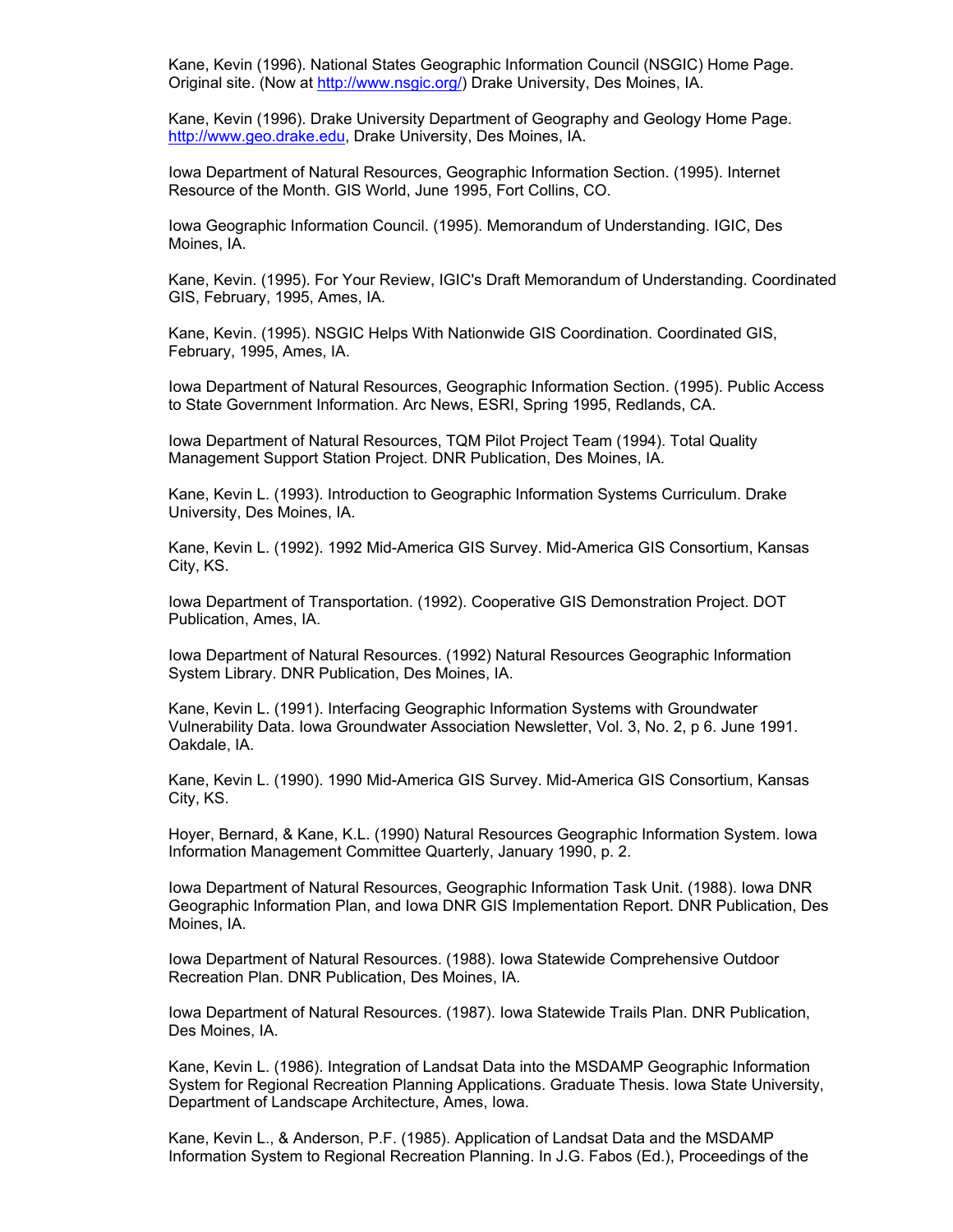Kane, Kevin (1996). National States Geographic Information Council (NSGIC) Home Page. Original site. (Now at http://www.nsgic.org/) Drake University, Des Moines, IA.

Kane, Kevin (1996). Drake University Department of Geography and Geology Home Page. http://www.geo.drake.edu, Drake University, Des Moines, IA.

Iowa Department of Natural Resources, Geographic Information Section. (1995). Internet Resource of the Month. GIS World, June 1995, Fort Collins, CO.

Iowa Geographic Information Council. (1995). Memorandum of Understanding. IGIC, Des Moines, IA.

Kane, Kevin. (1995). For Your Review, IGIC's Draft Memorandum of Understanding. Coordinated GIS, February, 1995, Ames, IA.

Kane, Kevin. (1995). NSGIC Helps With Nationwide GIS Coordination. Coordinated GIS, February, 1995, Ames, IA.

Iowa Department of Natural Resources, Geographic Information Section. (1995). Public Access to State Government Information. Arc News, ESRI, Spring 1995, Redlands, CA.

Iowa Department of Natural Resources, TQM Pilot Project Team (1994). Total Quality Management Support Station Project. DNR Publication, Des Moines, IA.

Kane, Kevin L. (1993). Introduction to Geographic Information Systems Curriculum. Drake University, Des Moines, IA.

Kane, Kevin L. (1992). 1992 Mid-America GIS Survey. Mid-America GIS Consortium, Kansas City, KS.

Iowa Department of Transportation. (1992). Cooperative GIS Demonstration Project. DOT Publication, Ames, IA.

Iowa Department of Natural Resources. (1992) Natural Resources Geographic Information System Library. DNR Publication, Des Moines, IA.

Kane, Kevin L. (1991). Interfacing Geographic Information Systems with Groundwater Vulnerability Data. Iowa Groundwater Association Newsletter, Vol. 3, No. 2, p 6. June 1991. Oakdale, IA.

Kane, Kevin L. (1990). 1990 Mid-America GIS Survey. Mid-America GIS Consortium, Kansas City, KS.

Hoyer, Bernard, & Kane, K.L. (1990) Natural Resources Geographic Information System. Iowa Information Management Committee Quarterly, January 1990, p. 2.

Iowa Department of Natural Resources, Geographic Information Task Unit. (1988). Iowa DNR Geographic Information Plan, and Iowa DNR GIS Implementation Report. DNR Publication, Des Moines, IA.

Iowa Department of Natural Resources. (1988). Iowa Statewide Comprehensive Outdoor Recreation Plan. DNR Publication, Des Moines, IA.

Iowa Department of Natural Resources. (1987). Iowa Statewide Trails Plan. DNR Publication, Des Moines, IA.

Kane, Kevin L. (1986). Integration of Landsat Data into the MSDAMP Geographic Information System for Regional Recreation Planning Applications. Graduate Thesis. Iowa State University, Department of Landscape Architecture, Ames, Iowa.

Kane, Kevin L., & Anderson, P.F. (1985). Application of Landsat Data and the MSDAMP Information System to Regional Recreation Planning. In J.G. Fabos (Ed.), Proceedings of the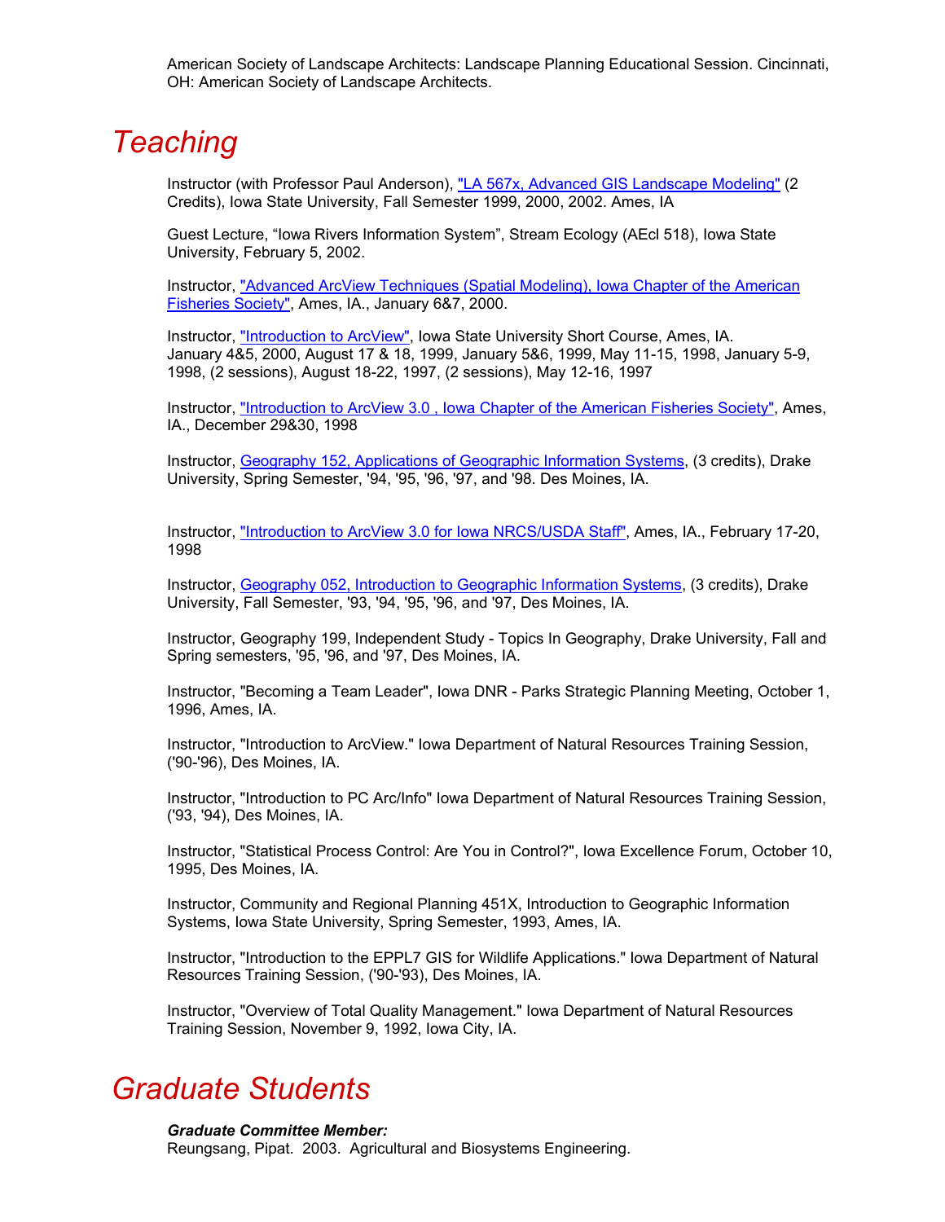American Society of Landscape Architects: Landscape Planning Educational Session. Cincinnati, OH: American Society of Landscape Architects.

# Teaching

Instructor (with Professor Paul Anderson), "LA 567x, Advanced GIS Landscape Modeling" (2 Credits), Iowa State University, Fall Semester 1999, 2000, 2002. Ames, IA

Guest Lecture, "Iowa Rivers Information System", Stream Ecology (AEcl 518), Iowa State University, February 5, 2002.

Instructor, "Advanced ArcView Techniques (Spatial Modeling), Iowa Chapter of the American Fisheries Society", Ames, IA., January 6&7, 2000.

Instructor, "Introduction to ArcView", Iowa State University Short Course, Ames, IA. January 4&5, 2000, August 17 & 18, 1999, January 5&6, 1999, May 11-15, 1998, January 5-9, 1998, (2 sessions), August 18-22, 1997, (2 sessions), May 12-16, 1997

Instructor, "Introduction to ArcView 3.0 , Iowa Chapter of the American Fisheries Society", Ames, IA., December 29&30, 1998

Instructor, Geography 152, Applications of Geographic Information Systems, (3 credits), Drake University, Spring Semester, '94, '95, '96, '97, and '98. Des Moines, IA.

Instructor, "Introduction to ArcView 3.0 for Iowa NRCS/USDA Staff", Ames, IA., February 17-20, 1998

Instructor, Geography 052, Introduction to Geographic Information Systems, (3 credits), Drake University, Fall Semester, '93, '94, '95, '96, and '97, Des Moines, IA.

Instructor, Geography 199, Independent Study - Topics In Geography, Drake University, Fall and Spring semesters, '95, '96, and '97, Des Moines, IA.

Instructor, "Becoming a Team Leader", Iowa DNR - Parks Strategic Planning Meeting, October 1, 1996, Ames, IA.

Instructor, "Introduction to ArcView." Iowa Department of Natural Resources Training Session, ('90-'96), Des Moines, IA.

Instructor, "Introduction to PC Arc/Info" Iowa Department of Natural Resources Training Session, ('93, '94), Des Moines, IA.

Instructor, "Statistical Process Control: Are You in Control?", Iowa Excellence Forum, October 10, 1995, Des Moines, IA.

Instructor, Community and Regional Planning 451X, Introduction to Geographic Information Systems, Iowa State University, Spring Semester, 1993, Ames, IA.

Instructor, "Introduction to the EPPL7 GIS for Wildlife Applications." Iowa Department of Natural Resources Training Session, ('90-'93), Des Moines, IA.

Instructor, "Overview of Total Quality Management." Iowa Department of Natural Resources Training Session, November 9, 1992, Iowa City, IA.

# Graduate Students

***Graduate Committee Member:***
Reungsang, Pipat. 2003. Agricultural and Biosystems Engineering.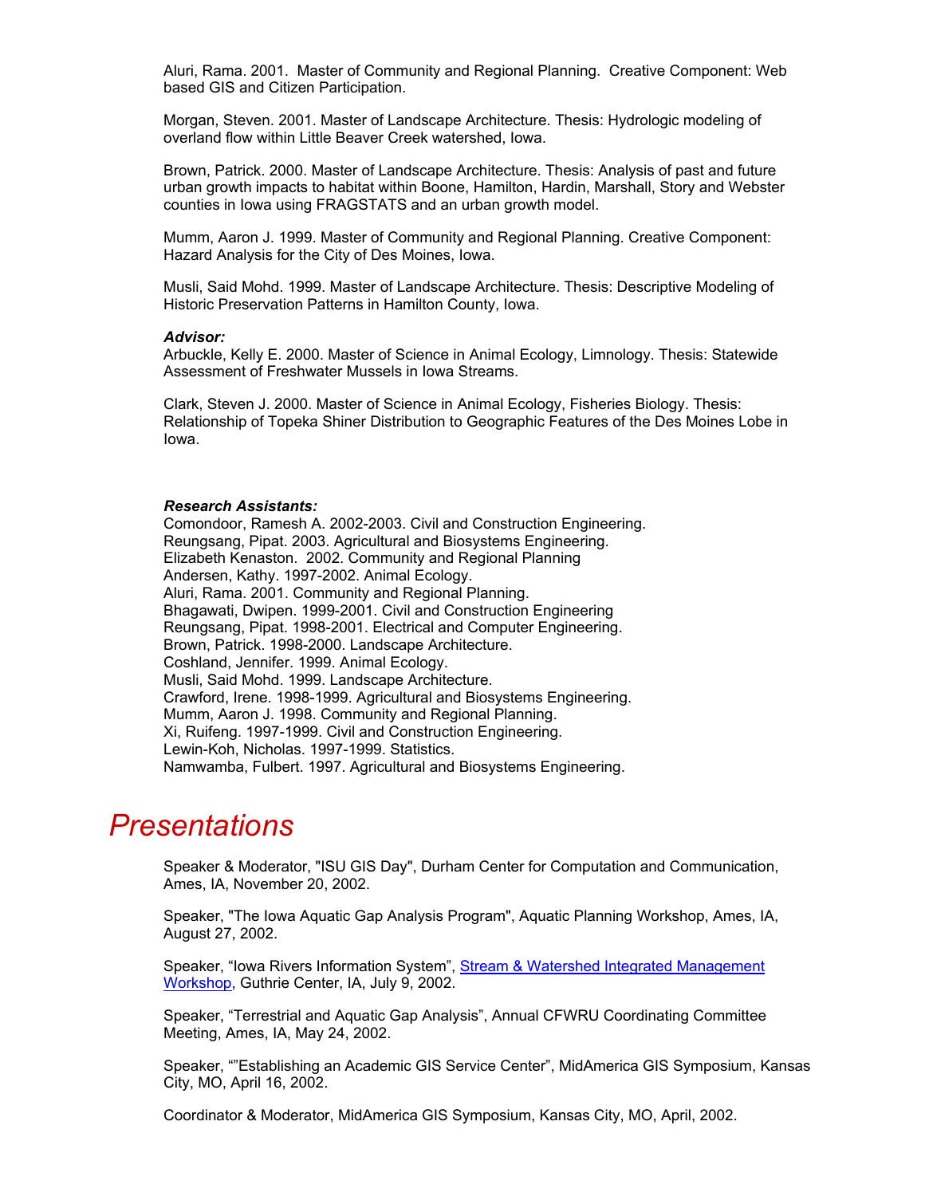Aluri, Rama. 2001. Master of Community and Regional Planning. Creative Component: Web based GIS and Citizen Participation.

Morgan, Steven. 2001. Master of Landscape Architecture. Thesis: Hydrologic modeling of overland flow within Little Beaver Creek watershed, Iowa.

Brown, Patrick. 2000. Master of Landscape Architecture. Thesis: Analysis of past and future urban growth impacts to habitat within Boone, Hamilton, Hardin, Marshall, Story and Webster counties in Iowa using FRAGSTATS and an urban growth model.

Mumm, Aaron J. 1999. Master of Community and Regional Planning. Creative Component: Hazard Analysis for the City of Des Moines, Iowa.

Musli, Said Mohd. 1999. Master of Landscape Architecture. Thesis: Descriptive Modeling of Historic Preservation Patterns in Hamilton County, Iowa.

***Advisor:***

Arbuckle, Kelly E. 2000. Master of Science in Animal Ecology, Limnology. Thesis: Statewide Assessment of Freshwater Mussels in Iowa Streams.

Clark, Steven J. 2000. Master of Science in Animal Ecology, Fisheries Biology. Thesis: Relationship of Topeka Shiner Distribution to Geographic Features of the Des Moines Lobe in Iowa.

***Research Assistants:***

Comondoor, Ramesh A. 2002-2003. Civil and Construction Engineering.
Reungsang, Pipat. 2003. Agricultural and Biosystems Engineering.
Elizabeth Kenaston. 2002. Community and Regional Planning
Andersen, Kathy. 1997-2002. Animal Ecology.
Aluri, Rama. 2001. Community and Regional Planning.
Bhagawati, Dwipen. 1999-2001. Civil and Construction Engineering
Reungsang, Pipat. 1998-2001. Electrical and Computer Engineering.
Brown, Patrick. 1998-2000. Landscape Architecture.
Coshland, Jennifer. 1999. Animal Ecology.
Musli, Said Mohd. 1999. Landscape Architecture.
Crawford, Irene. 1998-1999. Agricultural and Biosystems Engineering.
Mumm, Aaron J. 1998. Community and Regional Planning.
Xi, Ruifeng. 1997-1999. Civil and Construction Engineering.
Lewin-Koh, Nicholas. 1997-1999. Statistics.
Namwamba, Fulbert. 1997. Agricultural and Biosystems Engineering.

# *Presentations*

Speaker & Moderator, "ISU GIS Day", Durham Center for Computation and Communication, Ames, IA, November 20, 2002.

Speaker, "The Iowa Aquatic Gap Analysis Program", Aquatic Planning Workshop, Ames, IA, August 27, 2002.

Speaker, "Iowa Rivers Information System", Stream & Watershed Integrated Management Workshop, Guthrie Center, IA, July 9, 2002.

Speaker, "Terrestrial and Aquatic Gap Analysis", Annual CFWRU Coordinating Committee Meeting, Ames, IA, May 24, 2002.

Speaker, ""Establishing an Academic GIS Service Center", MidAmerica GIS Symposium, Kansas City, MO, April 16, 2002.

Coordinator & Moderator, MidAmerica GIS Symposium, Kansas City, MO, April, 2002.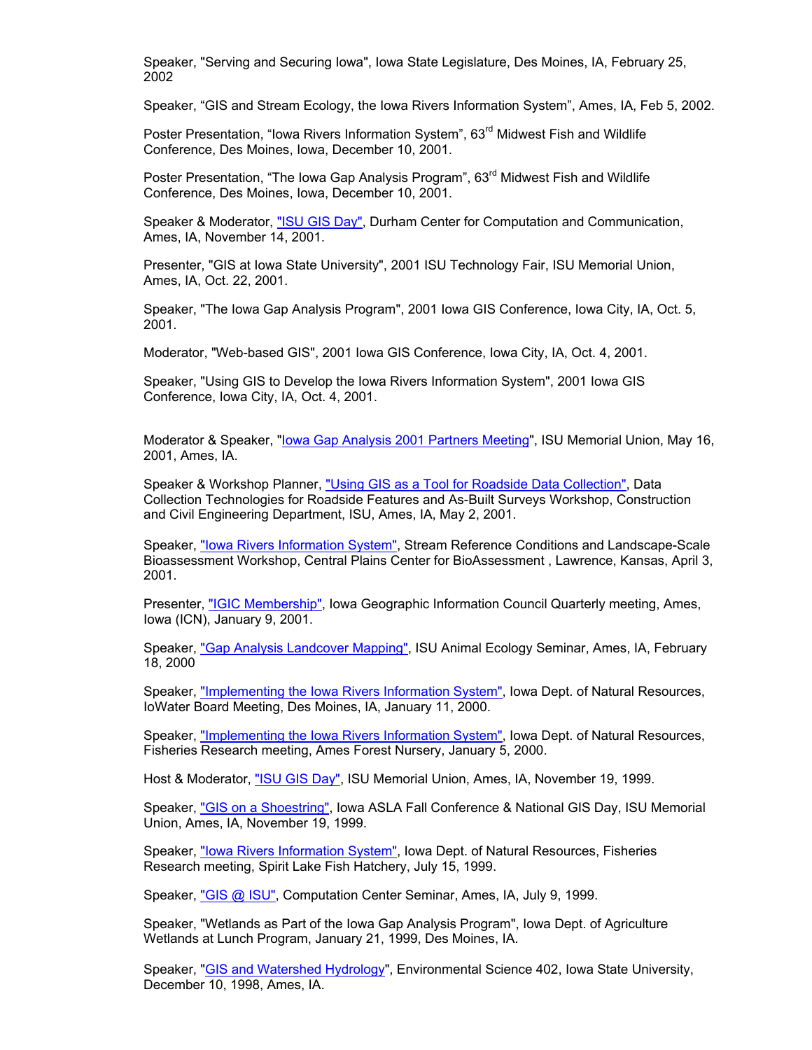Speaker, "Serving and Securing Iowa", Iowa State Legislature, Des Moines, IA, February 25, 2002

Speaker, "GIS and Stream Ecology, the Iowa Rivers Information System", Ames, IA, Feb 5, 2002.

Poster Presentation, "Iowa Rivers Information System", 63rd Midwest Fish and Wildlife Conference, Des Moines, Iowa, December 10, 2001.

Poster Presentation, "The Iowa Gap Analysis Program", 63rd Midwest Fish and Wildlife Conference, Des Moines, Iowa, December 10, 2001.

Speaker & Moderator, "ISU GIS Day", Durham Center for Computation and Communication, Ames, IA, November 14, 2001.

Presenter, "GIS at Iowa State University", 2001 ISU Technology Fair, ISU Memorial Union, Ames, IA, Oct. 22, 2001.

Speaker, "The Iowa Gap Analysis Program", 2001 Iowa GIS Conference, Iowa City, IA, Oct. 5, 2001.

Moderator, "Web-based GIS", 2001 Iowa GIS Conference, Iowa City, IA, Oct. 4, 2001.

Speaker, "Using GIS to Develop the Iowa Rivers Information System", 2001 Iowa GIS Conference, Iowa City, IA, Oct. 4, 2001.

Moderator & Speaker, "Iowa Gap Analysis 2001 Partners Meeting", ISU Memorial Union, May 16, 2001, Ames, IA.

Speaker & Workshop Planner, "Using GIS as a Tool for Roadside Data Collection", Data Collection Technologies for Roadside Features and As-Built Surveys Workshop, Construction and Civil Engineering Department, ISU, Ames, IA, May 2, 2001.

Speaker, "Iowa Rivers Information System", Stream Reference Conditions and Landscape-Scale Bioassessment Workshop, Central Plains Center for BioAssessment , Lawrence, Kansas, April 3, 2001.

Presenter, "IGIC Membership", Iowa Geographic Information Council Quarterly meeting, Ames, Iowa (ICN), January 9, 2001.

Speaker, "Gap Analysis Landcover Mapping", ISU Animal Ecology Seminar, Ames, IA, February 18, 2000

Speaker, "Implementing the Iowa Rivers Information System", Iowa Dept. of Natural Resources, IoWater Board Meeting, Des Moines, IA, January 11, 2000.

Speaker, "Implementing the Iowa Rivers Information System", Iowa Dept. of Natural Resources, Fisheries Research meeting, Ames Forest Nursery, January 5, 2000.

Host & Moderator, "ISU GIS Day", ISU Memorial Union, Ames, IA, November 19, 1999.

Speaker, "GIS on a Shoestring", Iowa ASLA Fall Conference & National GIS Day, ISU Memorial Union, Ames, IA, November 19, 1999.

Speaker, "Iowa Rivers Information System", Iowa Dept. of Natural Resources, Fisheries Research meeting, Spirit Lake Fish Hatchery, July 15, 1999.

Speaker, "GIS @ ISU", Computation Center Seminar, Ames, IA, July 9, 1999.

Speaker, "Wetlands as Part of the Iowa Gap Analysis Program", Iowa Dept. of Agriculture Wetlands at Lunch Program, January 21, 1999, Des Moines, IA.

Speaker, "GIS and Watershed Hydrology", Environmental Science 402, Iowa State University, December 10, 1998, Ames, IA.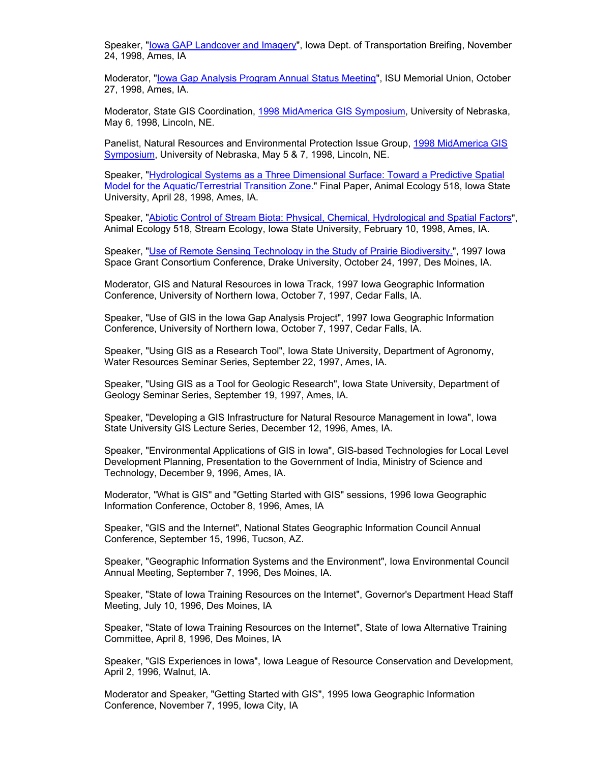Speaker, "[Iowa GAP Landcover and Imagery]", Iowa Dept. of Transportation Breifing, November 24, 1998, Ames, IA

Moderator, "[Iowa Gap Analysis Program Annual Status Meeting]", ISU Memorial Union, October 27, 1998, Ames, IA.

Moderator, State GIS Coordination, [1998 MidAmerica GIS Symposium], University of Nebraska, May 6, 1998, Lincoln, NE.

Panelist, Natural Resources and Environmental Protection Issue Group, [1998 MidAmerica GIS Symposium], University of Nebraska, May 5 & 7, 1998, Lincoln, NE.

Speaker, "[Hydrological Systems as a Three Dimensional Surface: Toward a Predictive Spatial Model for the Aquatic/Terrestrial Transition Zone.]" Final Paper, Animal Ecology 518, Iowa State University, April 28, 1998, Ames, IA.

Speaker, "[Abiotic Control of Stream Biota: Physical, Chemical, Hydrological and Spatial Factors]", Animal Ecology 518, Stream Ecology, Iowa State University, February 10, 1998, Ames, IA.

Speaker, "[Use of Remote Sensing Technology in the Study of Prairie Biodiversity.]", 1997 Iowa Space Grant Consortium Conference, Drake University, October 24, 1997, Des Moines, IA.

Moderator, GIS and Natural Resources in Iowa Track, 1997 Iowa Geographic Information Conference, University of Northern Iowa, October 7, 1997, Cedar Falls, IA.

Speaker, "Use of GIS in the Iowa Gap Analysis Project", 1997 Iowa Geographic Information Conference, University of Northern Iowa, October 7, 1997, Cedar Falls, IA.

Speaker, "Using GIS as a Research Tool", Iowa State University, Department of Agronomy, Water Resources Seminar Series, September 22, 1997, Ames, IA.

Speaker, "Using GIS as a Tool for Geologic Research", Iowa State University, Department of Geology Seminar Series, September 19, 1997, Ames, IA.

Speaker, "Developing a GIS Infrastructure for Natural Resource Management in Iowa", Iowa State University GIS Lecture Series, December 12, 1996, Ames, IA.

Speaker, "Environmental Applications of GIS in Iowa", GIS-based Technologies for Local Level Development Planning, Presentation to the Government of India, Ministry of Science and Technology, December 9, 1996, Ames, IA.

Moderator, "What is GIS" and "Getting Started with GIS" sessions, 1996 Iowa Geographic Information Conference, October 8, 1996, Ames, IA

Speaker, "GIS and the Internet", National States Geographic Information Council Annual Conference, September 15, 1996, Tucson, AZ.

Speaker, "Geographic Information Systems and the Environment", Iowa Environmental Council Annual Meeting, September 7, 1996, Des Moines, IA.

Speaker, "State of Iowa Training Resources on the Internet", Governor's Department Head Staff Meeting, July 10, 1996, Des Moines, IA

Speaker, "State of Iowa Training Resources on the Internet", State of Iowa Alternative Training Committee, April 8, 1996, Des Moines, IA

Speaker, "GIS Experiences in Iowa", Iowa League of Resource Conservation and Development, April 2, 1996, Walnut, IA.

Moderator and Speaker, "Getting Started with GIS", 1995 Iowa Geographic Information Conference, November 7, 1995, Iowa City, IA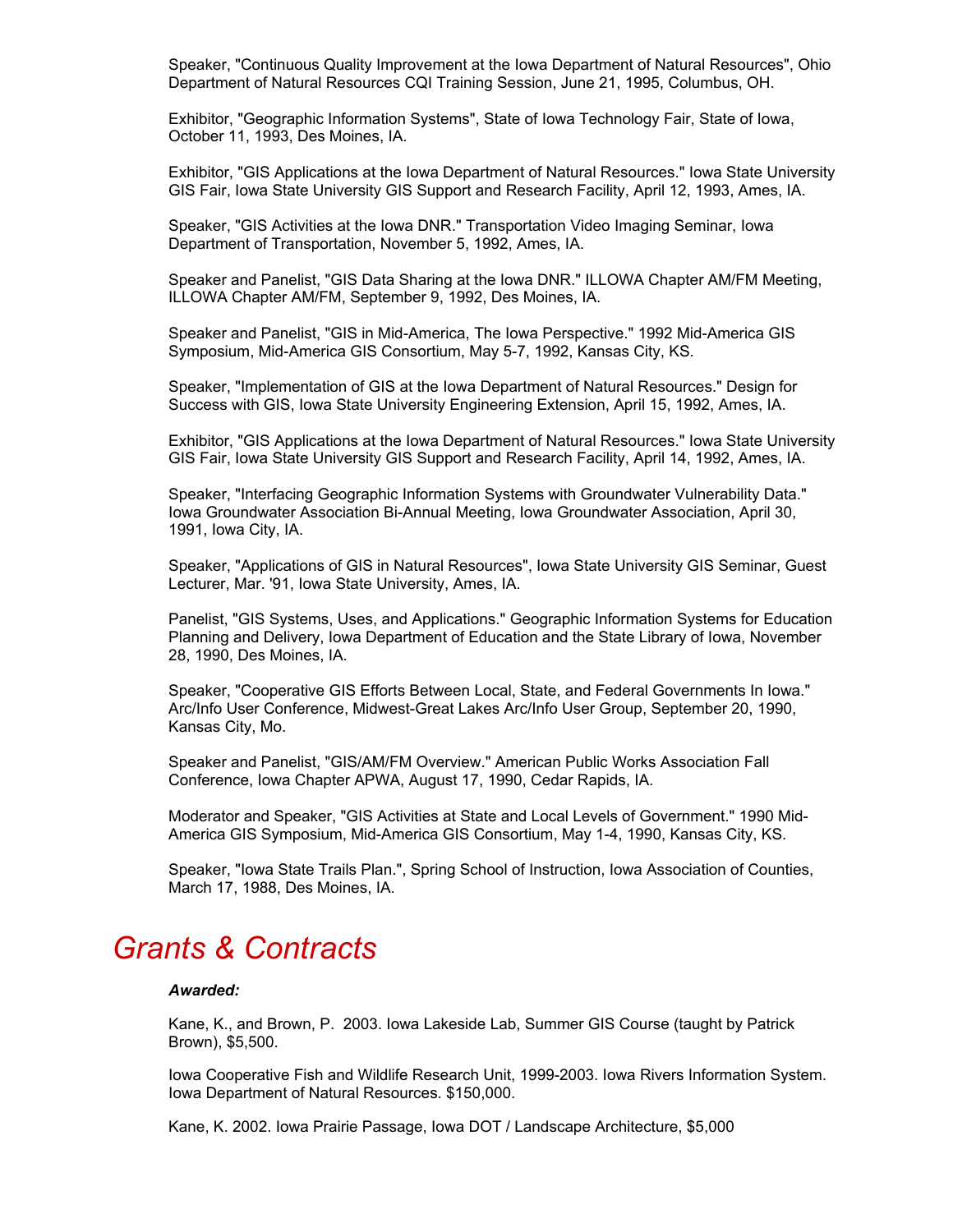Speaker, "Continuous Quality Improvement at the Iowa Department of Natural Resources", Ohio Department of Natural Resources CQI Training Session, June 21, 1995, Columbus, OH.

Exhibitor, "Geographic Information Systems", State of Iowa Technology Fair, State of Iowa, October 11, 1993, Des Moines, IA.

Exhibitor, "GIS Applications at the Iowa Department of Natural Resources." Iowa State University GIS Fair, Iowa State University GIS Support and Research Facility, April 12, 1993, Ames, IA.

Speaker, "GIS Activities at the Iowa DNR." Transportation Video Imaging Seminar, Iowa Department of Transportation, November 5, 1992, Ames, IA.

Speaker and Panelist, "GIS Data Sharing at the Iowa DNR." ILLOWA Chapter AM/FM Meeting, ILLOWA Chapter AM/FM, September 9, 1992, Des Moines, IA.

Speaker and Panelist, "GIS in Mid-America, The Iowa Perspective." 1992 Mid-America GIS Symposium, Mid-America GIS Consortium, May 5-7, 1992, Kansas City, KS.

Speaker, "Implementation of GIS at the Iowa Department of Natural Resources." Design for Success with GIS, Iowa State University Engineering Extension, April 15, 1992, Ames, IA.

Exhibitor, "GIS Applications at the Iowa Department of Natural Resources." Iowa State University GIS Fair, Iowa State University GIS Support and Research Facility, April 14, 1992, Ames, IA.

Speaker, "Interfacing Geographic Information Systems with Groundwater Vulnerability Data." Iowa Groundwater Association Bi-Annual Meeting, Iowa Groundwater Association, April 30, 1991, Iowa City, IA.

Speaker, "Applications of GIS in Natural Resources", Iowa State University GIS Seminar, Guest Lecturer, Mar. '91, Iowa State University, Ames, IA.

Panelist, "GIS Systems, Uses, and Applications." Geographic Information Systems for Education Planning and Delivery, Iowa Department of Education and the State Library of Iowa, November 28, 1990, Des Moines, IA.

Speaker, "Cooperative GIS Efforts Between Local, State, and Federal Governments In Iowa." Arc/Info User Conference, Midwest-Great Lakes Arc/Info User Group, September 20, 1990, Kansas City, Mo.

Speaker and Panelist, "GIS/AM/FM Overview." American Public Works Association Fall Conference, Iowa Chapter APWA, August 17, 1990, Cedar Rapids, IA.

Moderator and Speaker, "GIS Activities at State and Local Levels of Government." 1990 Mid-America GIS Symposium, Mid-America GIS Consortium, May 1-4, 1990, Kansas City, KS.

Speaker, "Iowa State Trails Plan.", Spring School of Instruction, Iowa Association of Counties, March 17, 1988, Des Moines, IA.

# *Grants & Contracts*

***Awarded:***

Kane, K., and Brown, P. 2003. Iowa Lakeside Lab, Summer GIS Course (taught by Patrick Brown), $5,500.

Iowa Cooperative Fish and Wildlife Research Unit, 1999-2003. Iowa Rivers Information System. Iowa Department of Natural Resources. $150,000.

Kane, K. 2002. Iowa Prairie Passage, Iowa DOT / Landscape Architecture, $5,000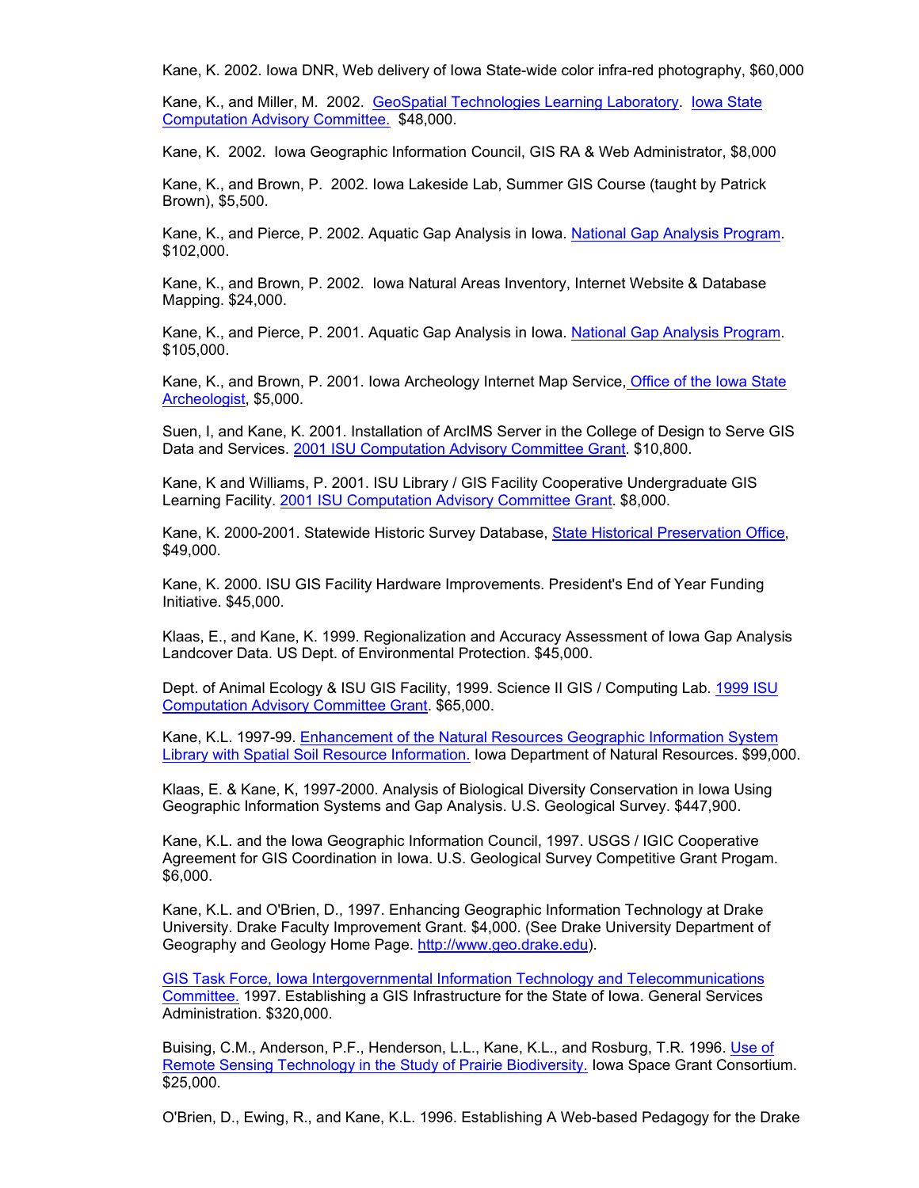Kane, K. 2002. Iowa DNR, Web delivery of Iowa State-wide color infra-red photography, $60,000

Kane, K., and Miller, M. 2002. GeoSpatial Technologies Learning Laboratory. Iowa State Computation Advisory Committee. $48,000.

Kane, K. 2002. Iowa Geographic Information Council, GIS RA & Web Administrator, $8,000

Kane, K., and Brown, P. 2002. Iowa Lakeside Lab, Summer GIS Course (taught by Patrick Brown), $5,500.

Kane, K., and Pierce, P. 2002. Aquatic Gap Analysis in Iowa. National Gap Analysis Program. $102,000.

Kane, K., and Brown, P. 2002. Iowa Natural Areas Inventory, Internet Website & Database Mapping. $24,000.

Kane, K., and Pierce, P. 2001. Aquatic Gap Analysis in Iowa. National Gap Analysis Program. $105,000.

Kane, K., and Brown, P. 2001. Iowa Archeology Internet Map Service, Office of the Iowa State Archeologist, $5,000.

Suen, I, and Kane, K. 2001. Installation of ArcIMS Server in the College of Design to Serve GIS Data and Services. 2001 ISU Computation Advisory Committee Grant. $10,800.

Kane, K and Williams, P. 2001. ISU Library / GIS Facility Cooperative Undergraduate GIS Learning Facility. 2001 ISU Computation Advisory Committee Grant. $8,000.

Kane, K. 2000-2001. Statewide Historic Survey Database, State Historical Preservation Office, $49,000.

Kane, K. 2000. ISU GIS Facility Hardware Improvements. President's End of Year Funding Initiative. $45,000.

Klaas, E., and Kane, K. 1999. Regionalization and Accuracy Assessment of Iowa Gap Analysis Landcover Data. US Dept. of Environmental Protection. $45,000.

Dept. of Animal Ecology & ISU GIS Facility, 1999. Science II GIS / Computing Lab. 1999 ISU Computation Advisory Committee Grant. $65,000.

Kane, K.L. 1997-99. Enhancement of the Natural Resources Geographic Information System Library with Spatial Soil Resource Information. Iowa Department of Natural Resources. $99,000.

Klaas, E. & Kane, K, 1997-2000. Analysis of Biological Diversity Conservation in Iowa Using Geographic Information Systems and Gap Analysis. U.S. Geological Survey. $447,900.

Kane, K.L. and the Iowa Geographic Information Council, 1997. USGS / IGIC Cooperative Agreement for GIS Coordination in Iowa. U.S. Geological Survey Competitive Grant Progam. $6,000.

Kane, K.L. and O'Brien, D., 1997. Enhancing Geographic Information Technology at Drake University. Drake Faculty Improvement Grant. $4,000. (See Drake University Department of Geography and Geology Home Page. http://www.geo.drake.edu).

GIS Task Force, Iowa Intergovernmental Information Technology and Telecommunications Committee. 1997. Establishing a GIS Infrastructure for the State of Iowa. General Services Administration. $320,000.

Buising, C.M., Anderson, P.F., Henderson, L.L., Kane, K.L., and Rosburg, T.R. 1996. Use of Remote Sensing Technology in the Study of Prairie Biodiversity. Iowa Space Grant Consortium. $25,000.

O'Brien, D., Ewing, R., and Kane, K.L. 1996. Establishing A Web-based Pedagogy for the Drake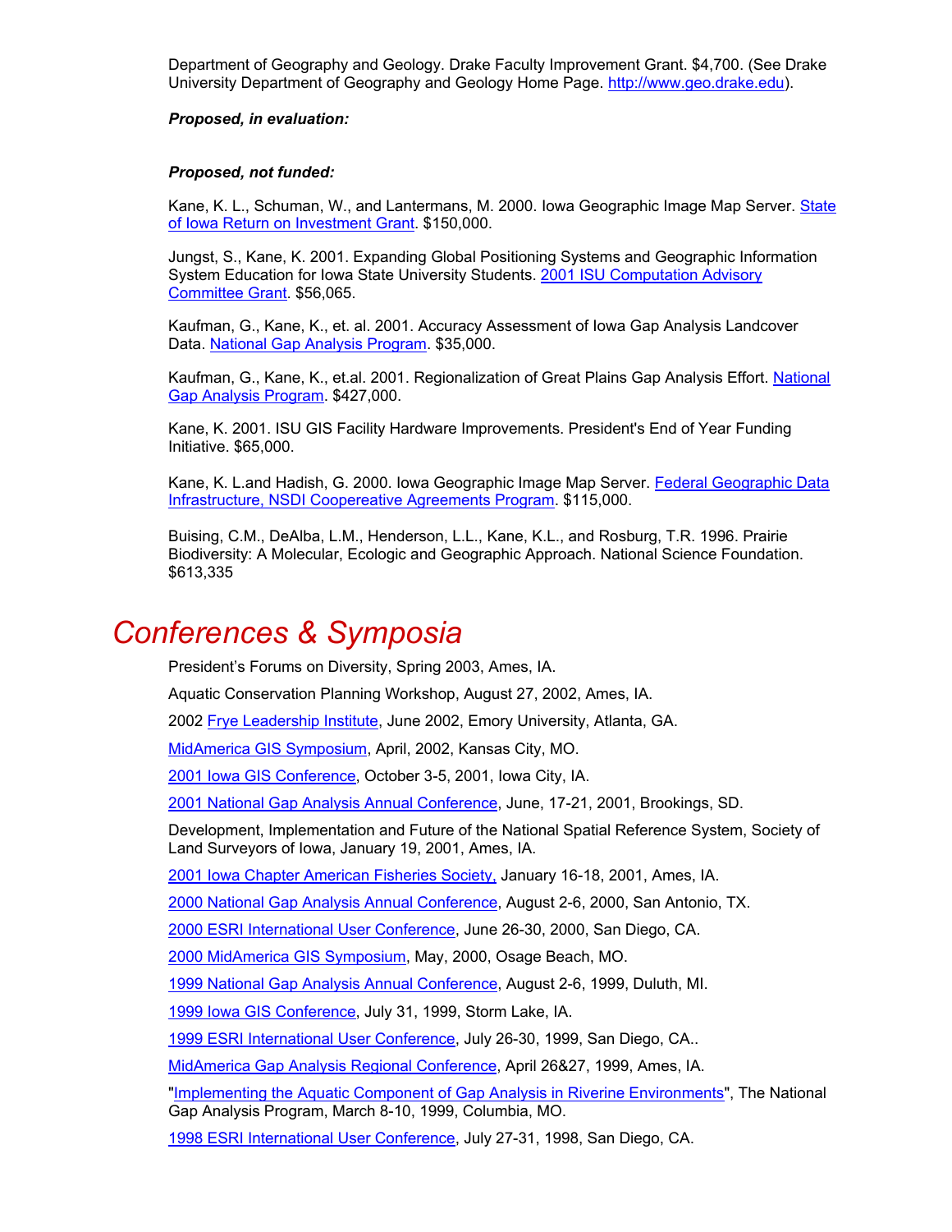Department of Geography and Geology. Drake Faculty Improvement Grant. $4,700. (See Drake University Department of Geography and Geology Home Page. http://www.geo.drake.edu).

***Proposed, in evaluation:***

***Proposed, not funded:***

Kane, K. L., Schuman, W., and Lantermans, M. 2000. Iowa Geographic Image Map Server. State of Iowa Return on Investment Grant. $150,000.

Jungst, S., Kane, K. 2001. Expanding Global Positioning Systems and Geographic Information System Education for Iowa State University Students. 2001 ISU Computation Advisory Committee Grant. $56,065.

Kaufman, G., Kane, K., et. al. 2001. Accuracy Assessment of Iowa Gap Analysis Landcover Data. National Gap Analysis Program. $35,000.

Kaufman, G., Kane, K., et.al. 2001. Regionalization of Great Plains Gap Analysis Effort. National Gap Analysis Program. $427,000.

Kane, K. 2001. ISU GIS Facility Hardware Improvements. President's End of Year Funding Initiative. $65,000.

Kane, K. L.and Hadish, G. 2000. Iowa Geographic Image Map Server. Federal Geographic Data Infrastructure, NSDI Coopereative Agreements Program. $115,000.

Buising, C.M., DeAlba, L.M., Henderson, L.L., Kane, K.L., and Rosburg, T.R. 1996. Prairie Biodiversity: A Molecular, Ecologic and Geographic Approach. National Science Foundation. $613,335

# *Conferences & Symposia*

President's Forums on Diversity, Spring 2003, Ames, IA.

Aquatic Conservation Planning Workshop, August 27, 2002, Ames, IA.

2002 Frye Leadership Institute, June 2002, Emory University, Atlanta, GA.

MidAmerica GIS Symposium, April, 2002, Kansas City, MO.

2001 Iowa GIS Conference, October 3-5, 2001, Iowa City, IA.

2001 National Gap Analysis Annual Conference, June, 17-21, 2001, Brookings, SD.

Development, Implementation and Future of the National Spatial Reference System, Society of Land Surveyors of Iowa, January 19, 2001, Ames, IA.

2001 Iowa Chapter American Fisheries Society, January 16-18, 2001, Ames, IA.

2000 National Gap Analysis Annual Conference, August 2-6, 2000, San Antonio, TX.

2000 ESRI International User Conference, June 26-30, 2000, San Diego, CA.

2000 MidAmerica GIS Symposium, May, 2000, Osage Beach, MO.

1999 National Gap Analysis Annual Conference, August 2-6, 1999, Duluth, MI.

1999 Iowa GIS Conference, July 31, 1999, Storm Lake, IA.

1999 ESRI International User Conference, July 26-30, 1999, San Diego, CA..

MidAmerica Gap Analysis Regional Conference, April 26&27, 1999, Ames, IA.

"Implementing the Aquatic Component of Gap Analysis in Riverine Environments", The National Gap Analysis Program, March 8-10, 1999, Columbia, MO.

1998 ESRI International User Conference, July 27-31, 1998, San Diego, CA.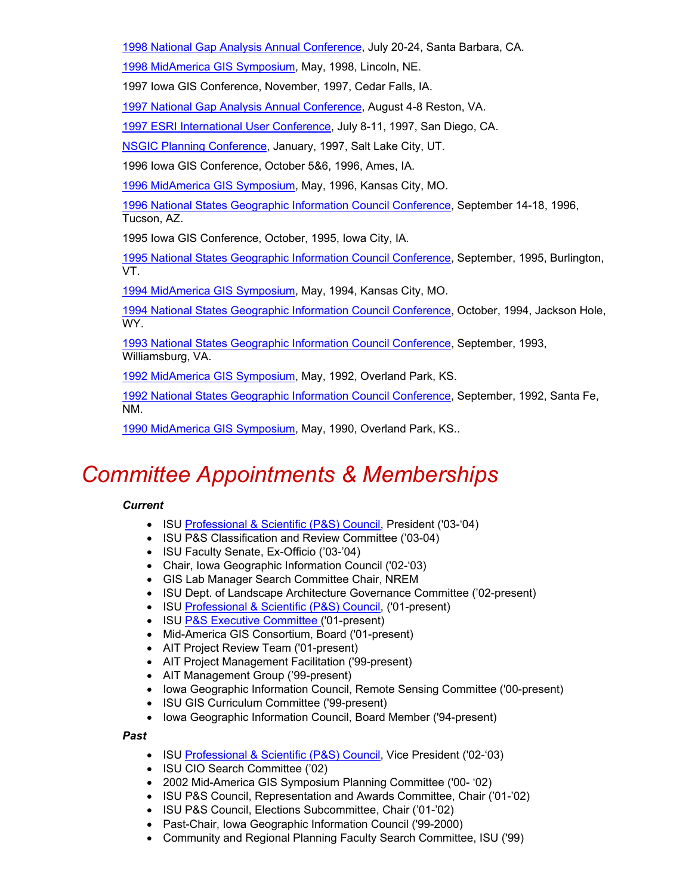1998 National Gap Analysis Annual Conference, July 20-24, Santa Barbara, CA.

1998 MidAmerica GIS Symposium, May, 1998, Lincoln, NE.

1997 Iowa GIS Conference, November, 1997, Cedar Falls, IA.

1997 National Gap Analysis Annual Conference, August 4-8 Reston, VA.

1997 ESRI International User Conference, July 8-11, 1997, San Diego, CA.

NSGIC Planning Conference, January, 1997, Salt Lake City, UT.

1996 Iowa GIS Conference, October 5&6, 1996, Ames, IA.

1996 MidAmerica GIS Symposium, May, 1996, Kansas City, MO.

1996 National States Geographic Information Council Conference, September 14-18, 1996, Tucson, AZ.

1995 Iowa GIS Conference, October, 1995, Iowa City, IA.

1995 National States Geographic Information Council Conference, September, 1995, Burlington, VT.

1994 MidAmerica GIS Symposium, May, 1994, Kansas City, MO.

1994 National States Geographic Information Council Conference, October, 1994, Jackson Hole, WY.

1993 National States Geographic Information Council Conference, September, 1993, Williamsburg, VA.

1992 MidAmerica GIS Symposium, May, 1992, Overland Park, KS.

1992 National States Geographic Information Council Conference, September, 1992, Santa Fe, NM.

1990 MidAmerica GIS Symposium, May, 1990, Overland Park, KS..

# Committee Appointments & Memberships

***Current***

- ISU Professional & Scientific (P&S) Council, President ('03-'04)
- ISU P&S Classification and Review Committee ('03-04)
- ISU Faculty Senate, Ex-Officio ('03-'04)
- Chair, Iowa Geographic Information Council ('02-'03)
- GIS Lab Manager Search Committee Chair, NREM
- ISU Dept. of Landscape Architecture Governance Committee ('02-present)
- ISU Professional & Scientific (P&S) Council, ('01-present)
- ISU P&S Executive Committee ('01-present)
- Mid-America GIS Consortium, Board ('01-present)
- AIT Project Review Team ('01-present)
- AIT Project Management Facilitation ('99-present)
- AIT Management Group ('99-present)
- Iowa Geographic Information Council, Remote Sensing Committee ('00-present)
- ISU GIS Curriculum Committee ('99-present)
- Iowa Geographic Information Council, Board Member ('94-present)

***Past***

- ISU Professional & Scientific (P&S) Council, Vice President ('02-'03)
- ISU CIO Search Committee ('02)
- 2002 Mid-America GIS Symposium Planning Committee ('00- '02)
- ISU P&S Council, Representation and Awards Committee, Chair ('01-'02)
- ISU P&S Council, Elections Subcommittee, Chair ('01-'02)
- Past-Chair, Iowa Geographic Information Council ('99-2000)
- Community and Regional Planning Faculty Search Committee, ISU ('99)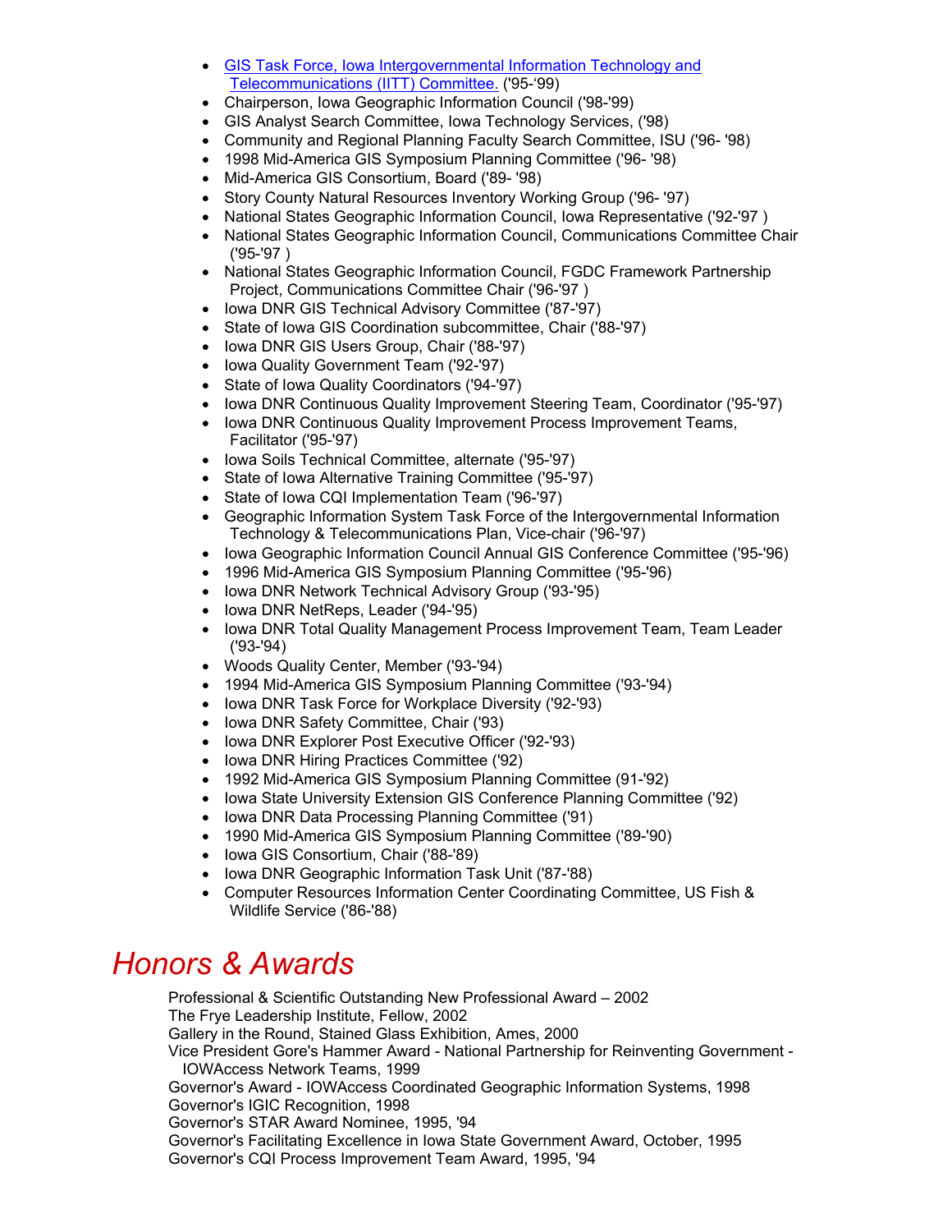- [GIS Task Force, Iowa Intergovernmental Information Technology and Telecommunications (IITT) Committee.]() ('95-'99)
- Chairperson, Iowa Geographic Information Council ('98-'99)
- GIS Analyst Search Committee, Iowa Technology Services, ('98)
- Community and Regional Planning Faculty Search Committee, ISU ('96- '98)
- 1998 Mid-America GIS Symposium Planning Committee ('96- '98)
- Mid-America GIS Consortium, Board ('89- '98)
- Story County Natural Resources Inventory Working Group ('96- '97)
- National States Geographic Information Council, Iowa Representative ('92-'97 )
- National States Geographic Information Council, Communications Committee Chair ('95-'97 )
- National States Geographic Information Council, FGDC Framework Partnership Project, Communications Committee Chair ('96-'97 )
- Iowa DNR GIS Technical Advisory Committee ('87-'97)
- State of Iowa GIS Coordination subcommittee, Chair ('88-'97)
- Iowa DNR GIS Users Group, Chair ('88-'97)
- Iowa Quality Government Team ('92-'97)
- State of Iowa Quality Coordinators ('94-'97)
- Iowa DNR Continuous Quality Improvement Steering Team, Coordinator ('95-'97)
- Iowa DNR Continuous Quality Improvement Process Improvement Teams, Facilitator ('95-'97)
- Iowa Soils Technical Committee, alternate ('95-'97)
- State of Iowa Alternative Training Committee ('95-'97)
- State of Iowa CQI Implementation Team ('96-'97)
- Geographic Information System Task Force of the Intergovernmental Information Technology & Telecommunications Plan, Vice-chair ('96-'97)
- Iowa Geographic Information Council Annual GIS Conference Committee ('95-'96)
- 1996 Mid-America GIS Symposium Planning Committee ('95-'96)
- Iowa DNR Network Technical Advisory Group ('93-'95)
- Iowa DNR NetReps, Leader ('94-'95)
- Iowa DNR Total Quality Management Process Improvement Team, Team Leader ('93-'94)
- Woods Quality Center, Member ('93-'94)
- 1994 Mid-America GIS Symposium Planning Committee ('93-'94)
- Iowa DNR Task Force for Workplace Diversity ('92-'93)
- Iowa DNR Safety Committee, Chair ('93)
- Iowa DNR Explorer Post Executive Officer ('92-'93)
- Iowa DNR Hiring Practices Committee ('92)
- 1992 Mid-America GIS Symposium Planning Committee (91-'92)
- Iowa State University Extension GIS Conference Planning Committee ('92)
- Iowa DNR Data Processing Planning Committee ('91)
- 1990 Mid-America GIS Symposium Planning Committee ('89-'90)
- Iowa GIS Consortium, Chair ('88-'89)
- Iowa DNR Geographic Information Task Unit ('87-'88)
- Computer Resources Information Center Coordinating Committee, US Fish & Wildlife Service ('86-'88)

# *Honors & Awards*

Professional & Scientific Outstanding New Professional Award – 2002
The Frye Leadership Institute, Fellow, 2002
Gallery in the Round, Stained Glass Exhibition, Ames, 2000
Vice President Gore's Hammer Award - National Partnership for Reinventing Government - IOWAccess Network Teams, 1999
Governor's Award - IOWAccess Coordinated Geographic Information Systems, 1998
Governor's IGIC Recognition, 1998
Governor's STAR Award Nominee, 1995, '94
Governor's Facilitating Excellence in Iowa State Government Award, October, 1995
Governor's CQI Process Improvement Team Award, 1995, '94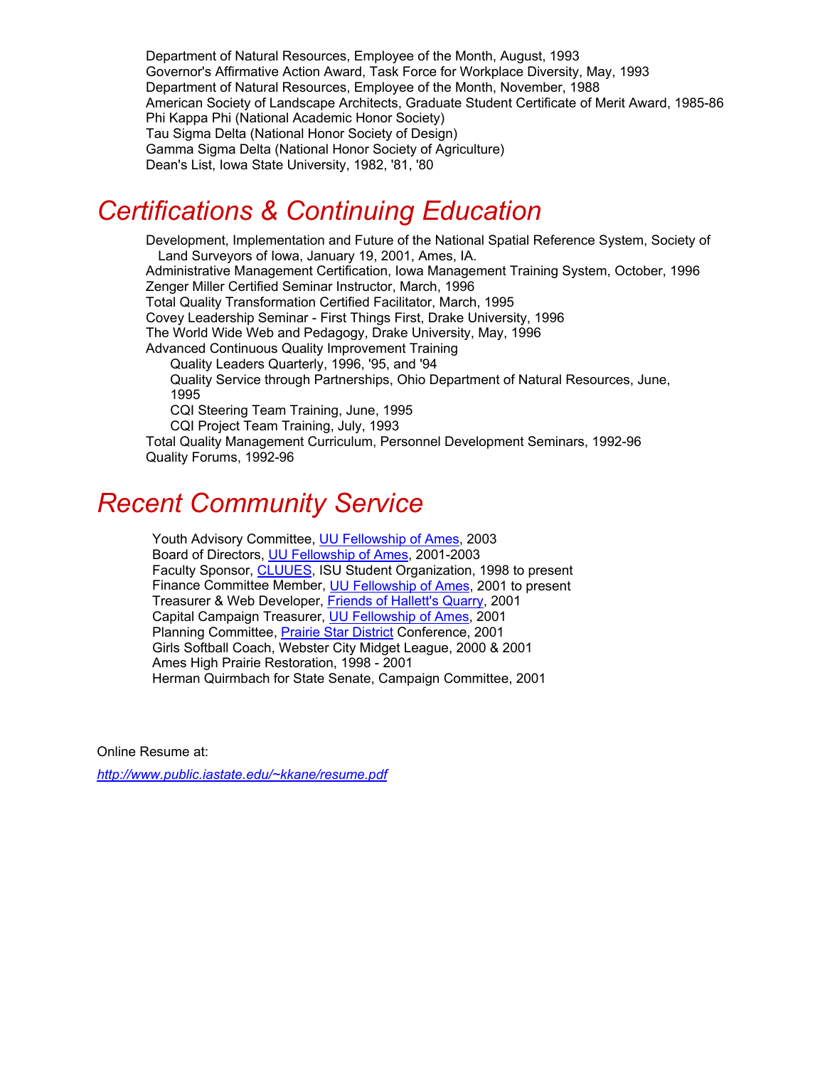Department of Natural Resources, Employee of the Month, August, 1993
Governor's Affirmative Action Award, Task Force for Workplace Diversity, May, 1993
Department of Natural Resources, Employee of the Month, November, 1988
American Society of Landscape Architects, Graduate Student Certificate of Merit Award, 1985-86
Phi Kappa Phi (National Academic Honor Society)
Tau Sigma Delta (National Honor Society of Design)
Gamma Sigma Delta (National Honor Society of Agriculture)
Dean's List, Iowa State University, 1982, '81, '80

# *Certifications & Continuing Education*

Development, Implementation and Future of the National Spatial Reference System, Society of Land Surveyors of Iowa, January 19, 2001, Ames, IA.
Administrative Management Certification, Iowa Management Training System, October, 1996
Zenger Miller Certified Seminar Instructor, March, 1996
Total Quality Transformation Certified Facilitator, March, 1995
Covey Leadership Seminar - First Things First, Drake University, 1996
The World Wide Web and Pedagogy, Drake University, May, 1996
Advanced Continuous Quality Improvement Training
- Quality Leaders Quarterly, 1996, '95, and '94
- Quality Service through Partnerships, Ohio Department of Natural Resources, June, 1995
- CQI Steering Team Training, June, 1995
- CQI Project Team Training, July, 1993

Total Quality Management Curriculum, Personnel Development Seminars, 1992-96
Quality Forums, 1992-96

# *Recent Community Service*

Youth Advisory Committee, UU Fellowship of Ames, 2003
Board of Directors, UU Fellowship of Ames, 2001-2003
Faculty Sponsor, CLUUES, ISU Student Organization, 1998 to present
Finance Committee Member, UU Fellowship of Ames, 2001 to present
Treasurer & Web Developer, Friends of Hallett's Quarry, 2001
Capital Campaign Treasurer, UU Fellowship of Ames, 2001
Planning Committee, Prairie Star District Conference, 2001
Girls Softball Coach, Webster City Midget League, 2000 & 2001
Ames High Prairie Restoration, 1998 - 2001
Herman Quirmbach for State Senate, Campaign Committee, 2001

Online Resume at:

*http://www.public.iastate.edu/~kkane/resume.pdf*